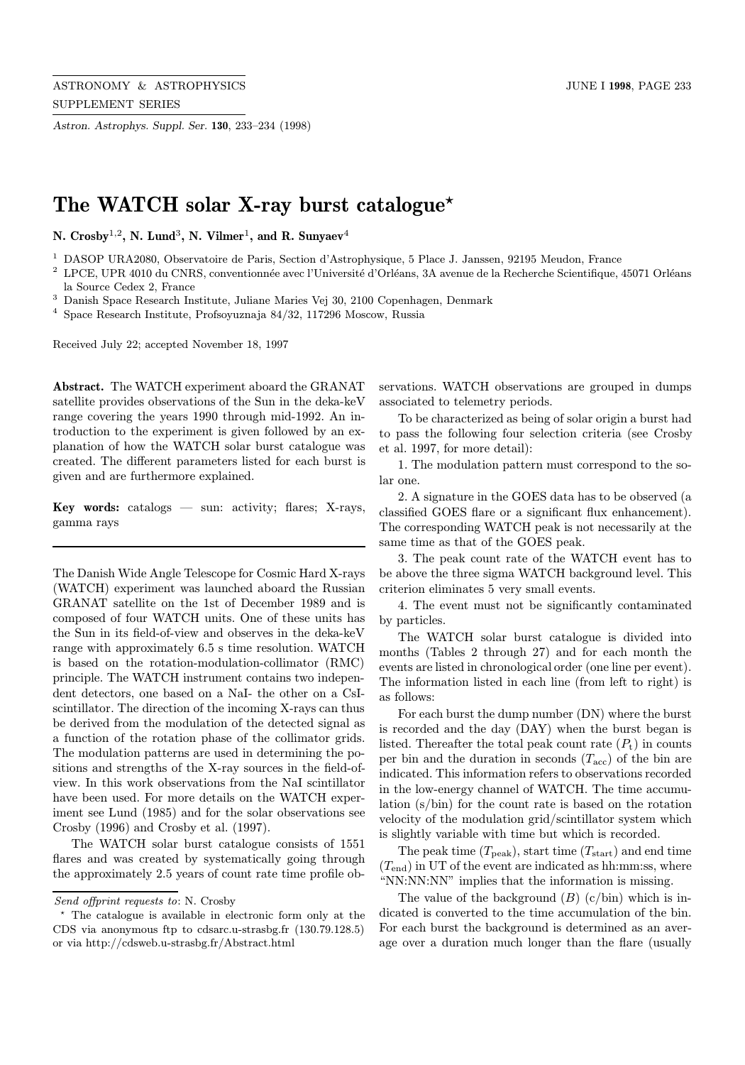# The WATCH solar X-ray burst catalogue*

**N. Crosby**[1,2], **N. Lund**[3], **N. Vilmer**[1], **and R. Sunyaev**[4]

[1] DASOP URA2080, Observatoire de Paris, Section d'Astrophysique, 5 Place J. Janssen, 92195 Meudon, France

[2] LPCE, UPR 4010 du CNRS, conventionnée avec l'Université d'Orléans, 3A avenue de la Recherche Scientifique, 45071 Orléans la Source Cedex 2, France

[3] Danish Space Research Institute, Juliane Maries Vej 30, 2100 Copenhagen, Denmark

[4] Space Research Institute, Profsoyuznaja 84/32, 117296 Moscow, Russia

Received July 22; accepted November 18, 1997

**Abstract.** The WATCH experiment aboard the GRANAT satellite provides observations of the Sun in the deka-keV range covering the years 1990 through mid-1992. An introduction to the experiment is given followed by an explanation of how the WATCH solar burst catalogue was created. The different parameters listed for each burst is given and are furthermore explained.

**Key words:** catalogs — sun: activity; flares; X-rays, gamma rays

The Danish Wide Angle Telescope for Cosmic Hard X-rays (WATCH) experiment was launched aboard the Russian GRANAT satellite on the 1st of December 1989 and is composed of four WATCH units. One of these units has the Sun in its field-of-view and observes in the deka-keV range with approximately 6.5 s time resolution. WATCH is based on the rotation-modulation-collimator (RMC) principle. The WATCH instrument contains two independent detectors, one based on a NaI- the other on a CsI-scintillator. The direction of the incoming X-rays can thus be derived from the modulation of the detected signal as a function of the rotation phase of the collimator grids. The modulation patterns are used in determining the positions and strengths of the X-ray sources in the field-of-view. In this work observations from the NaI scintillator have been used. For more details on the WATCH experiment see Lund (1985) and for the solar observations see Crosby (1996) and Crosby et al. (1997).

The WATCH solar burst catalogue consists of 1551 flares and was created by systematically going through the approximately 2.5 years of count rate time profile observations. WATCH observations are grouped in dumps associated to telemetry periods.

To be characterized as being of solar origin a burst had to pass the following four selection criteria (see Crosby et al. 1997, for more detail):

1. The modulation pattern must correspond to the solar one.

2. A signature in the GOES data has to be observed (a classified GOES flare or a significant flux enhancement). The corresponding WATCH peak is not necessarily at the same time as that of the GOES peak.

3. The peak count rate of the WATCH event has to be above the three sigma WATCH background level. This criterion eliminates 5 very small events.

4. The event must not be significantly contaminated by particles.

The WATCH solar burst catalogue is divided into months (Tables 2 through 27) and for each month the events are listed in chronological order (one line per event). The information listed in each line (from left to right) is as follows:

For each burst the dump number (DN) where the burst is recorded and the day (DAY) when the burst began is listed. Thereafter the total peak count rate ($P_{\rm t}$) in counts per bin and the duration in seconds ($T_{\rm acc}$) of the bin are indicated. This information refers to observations recorded in the low-energy channel of WATCH. The time accumulation (s/bin) for the count rate is based on the rotation velocity of the modulation grid/scintillator system which is slightly variable with time but which is recorded.

The peak time ($T_{\rm peak}$), start time ($T_{\rm start}$) and end time ($T_{\rm end}$) in UT of the event are indicated as hh:mm:ss, where "NN:NN:NN" implies that the information is missing.

The value of the background ($B$) (c/bin) which is indicated is converted to the time accumulation of the bin. For each burst the background is determined as an average over a duration much longer than the flare (usually

*Send offprint requests to*: N. Crosby

* The catalogue is available in electronic form only at the CDS via anonymous ftp to cdsarc.u-strasbg.fr (130.79.128.5) or via http://cdsweb.u-strasbg.fr/Abstract.html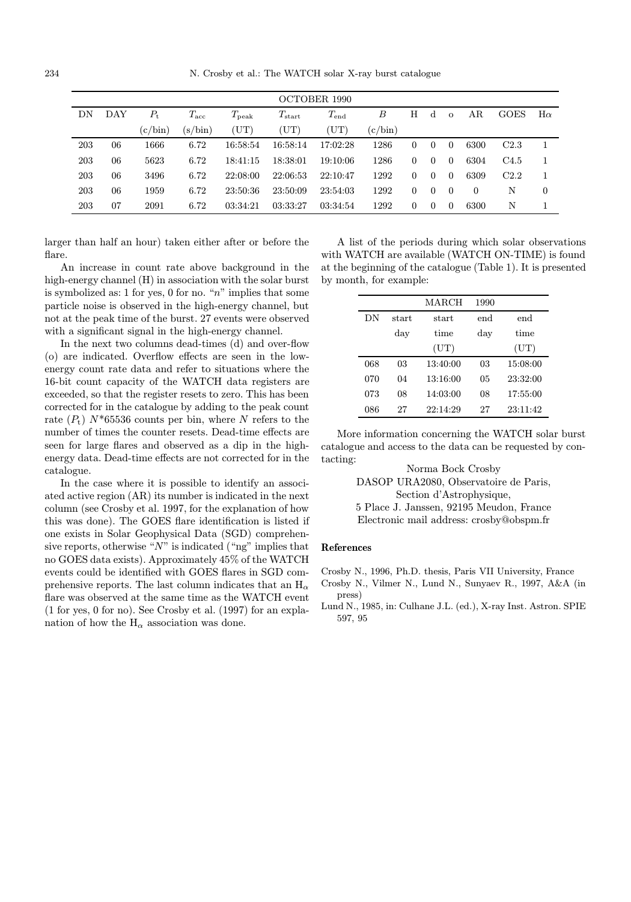| OCTOBER 1990 | | | | | | | | | | | | | |
|---|---|---|---|---|---|---|---|---|---|---|---|---|---|
| DN | DAY | $P_{\rm t}$ | $T_{\rm acc}$ | $T_{\rm peak}$ | $T_{\rm start}$ | $T_{\rm end}$ | $B$ | H | d | o | AR | GOES | H$\alpha$ |
| | | (c/bin) | (s/bin) | (UT) | (UT) | (UT) | (c/bin) | | | | | | |
| 203 | 06 | 1666 | 6.72 | 16:58:54 | 16:58:14 | 17:02:28 | 1286 | 0 | 0 | 0 | 6300 | C2.3 | 1 |
| 203 | 06 | 5623 | 6.72 | 18:41:15 | 18:38:01 | 19:10:06 | 1286 | 0 | 0 | 0 | 6304 | C4.5 | 1 |
| 203 | 06 | 3496 | 6.72 | 22:08:00 | 22:06:53 | 22:10:47 | 1292 | 0 | 0 | 0 | 6309 | C2.2 | 1 |
| 203 | 06 | 1959 | 6.72 | 23:50:36 | 23:50:09 | 23:54:03 | 1292 | 0 | 0 | 0 | 0 | N | 0 |
| 203 | 07 | 2091 | 6.72 | 03:34:21 | 03:33:27 | 03:34:54 | 1292 | 0 | 0 | 0 | 6300 | N | 1 |

larger than half an hour) taken either after or before the flare.

An increase in count rate above background in the high-energy channel (H) in association with the solar burst is symbolized as: 1 for yes, 0 for no. "$n$" implies that some particle noise is observed in the high-energy channel, but not at the peak time of the burst. 27 events were observed with a significant signal in the high-energy channel.

In the next two columns dead-times (d) and over-flow (o) are indicated. Overflow effects are seen in the low-energy count rate data and refer to situations where the 16-bit count capacity of the WATCH data registers are exceeded, so that the register resets to zero. This has been corrected for in the catalogue by adding to the peak count rate ($P_{\rm t}$) $N$*65536 counts per bin, where $N$ refers to the number of times the counter resets. Dead-time effects are seen for large flares and observed as a dip in the high-energy data. Dead-time effects are not corrected for in the catalogue.

In the case where it is possible to identify an associated active region (AR) its number is indicated in the next column (see Crosby et al. 1997, for the explanation of how this was done). The GOES flare identification is listed if one exists in Solar Geophysical Data (SGD) comprehensive reports, otherwise "$N$" is indicated ("ng" implies that no GOES data exists). Approximately 45% of the WATCH events could be identified with GOES flares in SGD comprehensive reports. The last column indicates that an $\rm H_\alpha$ flare was observed at the same time as the WATCH event (1 for yes, 0 for no). See Crosby et al. (1997) for an explanation of how the $\rm H_\alpha$ association was done.

A list of the periods during which solar observations with WATCH are available (WATCH ON-TIME) is found at the beginning of the catalogue (Table 1). It is presented by month, for example:

| | | MARCH | 1990 | |
|---|---|---|---|---|
| DN | start | start | end | end |
| | day | time | day | time |
| | | (UT) | | (UT) |
| 068 | 03 | 13:40:00 | 03 | 15:08:00 |
| 070 | 04 | 13:16:00 | 05 | 23:32:00 |
| 073 | 08 | 14:03:00 | 08 | 17:55:00 |
| 086 | 27 | 22:14:29 | 27 | 23:11:42 |

More information concerning the WATCH solar burst catalogue and access to the data can be requested by contacting:

Norma Bock Crosby
DASOP URA2080, Observatoire de Paris,
Section d'Astrophysique,
5 Place J. Janssen, 92195 Meudon, France
Electronic mail address: crosby@obspm.fr

## References

Crosby N., 1996, Ph.D. thesis, Paris VII University, France

Crosby N., Vilmer N., Lund N., Sunyaev R., 1997, A&A (in press)

Lund N., 1985, in: Culhane J.L. (ed.), X-ray Inst. Astron. SPIE 597, 95